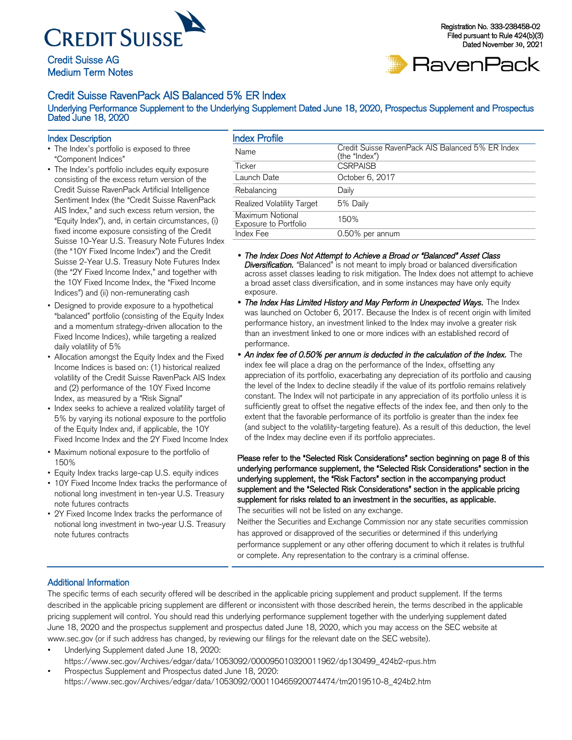Credit Suisse AG
Medium Term Notes

Registration No. 333-238458-02
Filed pursuant to Rule 424(b)(3)
Dated November 30, 2021

# Credit Suisse RavenPack AIS Balanced 5% ER Index

## Underlying Performance Supplement to the Underlying Supplement Dated June 18, 2020, Prospectus Supplement and Prospectus Dated June 18, 2020

### Index Description

- The Index's portfolio is exposed to three "Component Indices"
- The Index's portfolio includes equity exposure consisting of the excess return version of the Credit Suisse RavenPack Artificial Intelligence Sentiment Index (the "Credit Suisse RavenPack AIS Index," and such excess return version, the "Equity Index"), and, in certain circumstances, (i) fixed income exposure consisting of the Credit Suisse 10-Year U.S. Treasury Note Futures Index (the "10Y Fixed Income Index") and the Credit Suisse 2-Year U.S. Treasury Note Futures Index (the "2Y Fixed Income Index," and together with the 10Y Fixed Income Index, the "Fixed Income Indices") and (ii) non-remunerating cash
- Designed to provide exposure to a hypothetical "balanced" portfolio (consisting of the Equity Index and a momentum strategy-driven allocation to the Fixed Income Indices), while targeting a realized daily volatility of 5%
- Allocation amongst the Equity Index and the Fixed Income Indices is based on: (1) historical realized volatility of the Credit Suisse RavenPack AIS Index and (2) performance of the 10Y Fixed Income Index, as measured by a "Risk Signal"
- Index seeks to achieve a realized volatility target of 5% by varying its notional exposure to the portfolio of the Equity Index and, if applicable, the 10Y Fixed Income Index and the 2Y Fixed Income Index
- Maximum notional exposure to the portfolio of 150%
- Equity Index tracks large-cap U.S. equity indices
- 10Y Fixed Income Index tracks the performance of notional long investment in ten-year U.S. Treasury note futures contracts
- 2Y Fixed Income Index tracks the performance of notional long investment in two-year U.S. Treasury note futures contracts

### Index Profile

| Name | Credit Suisse RavenPack AIS Balanced 5% ER Index (the "Index") |
|---|---|
| Ticker | CSRPAISB |
| Launch Date | October 6, 2017 |
| Rebalancing | Daily |
| Realized Volatility Target | 5% Daily |
| Maximum Notional Exposure to Portfolio | 150% |
| Index Fee | 0.50% per annum |

- ***The Index Does Not Attempt to Achieve a Broad or "Balanced" Asset Class Diversification.*** "Balanced" is not meant to imply broad or balanced diversification across asset classes leading to risk mitigation. The Index does not attempt to achieve a broad asset class diversification, and in some instances may have only equity exposure.
- ***The Index Has Limited History and May Perform in Unexpected Ways.*** The Index was launched on October 6, 2017. Because the Index is of recent origin with limited performance history, an investment linked to the Index may involve a greater risk than an investment linked to one or more indices with an established record of performance.
- ***An index fee of 0.50% per annum is deducted in the calculation of the Index.*** The index fee will place a drag on the performance of the Index, offsetting any appreciation of its portfolio, exacerbating any depreciation of its portfolio and causing the level of the Index to decline steadily if the value of its portfolio remains relatively constant. The Index will not participate in any appreciation of its portfolio unless it is sufficiently great to offset the negative effects of the index fee, and then only to the extent that the favorable performance of its portfolio is greater than the index fee (and subject to the volatility-targeting feature). As a result of this deduction, the level of the Index may decline even if its portfolio appreciates.

Please refer to the "Selected Risk Considerations" section beginning on page 8 of this underlying performance supplement, the "Selected Risk Considerations" section in the underlying supplement, the "Risk Factors" section in the accompanying product supplement and the "Selected Risk Considerations" section in the applicable pricing supplement for risks related to an investment in the securities, as applicable.

The securities will not be listed on any exchange.

Neither the Securities and Exchange Commission nor any state securities commission has approved or disapproved of the securities or determined if this underlying performance supplement or any other offering document to which it relates is truthful or complete. Any representation to the contrary is a criminal offense.

### Additional Information

The specific terms of each security offered will be described in the applicable pricing supplement and product supplement. If the terms described in the applicable pricing supplement are different or inconsistent with those described herein, the terms described in the applicable pricing supplement will control. You should read this underlying performance supplement together with the underlying supplement dated June 18, 2020 and the prospectus supplement and prospectus dated June 18, 2020, which you may access on the SEC website at www.sec.gov (or if such address has changed, by reviewing our filings for the relevant date on the SEC website).

- Underlying Supplement dated June 18, 2020:
  https://www.sec.gov/Archives/edgar/data/1053092/000095010320011962/dp130499_424b2-rpus.htm
- Prospectus Supplement and Prospectus dated June 18, 2020:
  https://www.sec.gov/Archives/edgar/data/1053092/000110465920074474/tm2019510-8_424b2.htm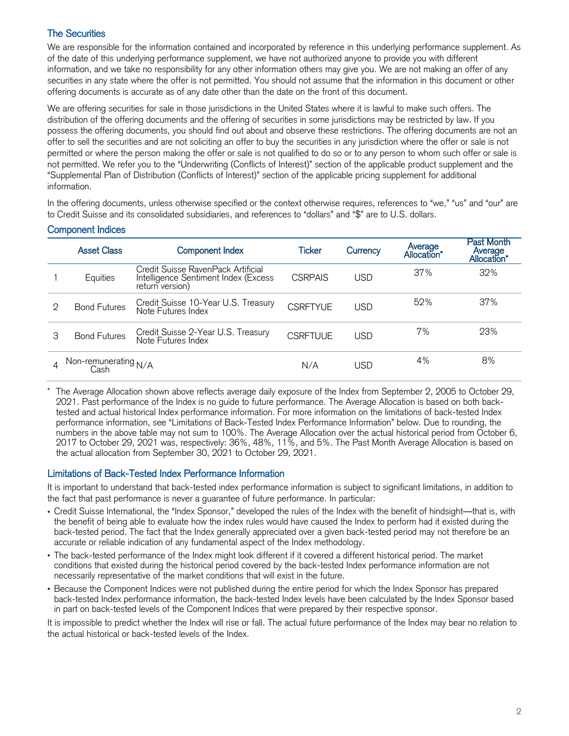## The Securities

We are responsible for the information contained and incorporated by reference in this underlying performance supplement. As of the date of this underlying performance supplement, we have not authorized anyone to provide you with different information, and we take no responsibility for any other information others may give you. We are not making an offer of any securities in any state where the offer is not permitted. You should not assume that the information in this document or other offering documents is accurate as of any date other than the date on the front of this document.

We are offering securities for sale in those jurisdictions in the United States where it is lawful to make such offers. The distribution of the offering documents and the offering of securities in some jurisdictions may be restricted by law. If you possess the offering documents, you should find out about and observe these restrictions. The offering documents are not an offer to sell the securities and are not soliciting an offer to buy the securities in any jurisdiction where the offer or sale is not permitted or where the person making the offer or sale is not qualified to do so or to any person to whom such offer or sale is not permitted. We refer you to the "Underwriting (Conflicts of Interest)" section of the applicable product supplement and the "Supplemental Plan of Distribution (Conflicts of Interest)" section of the applicable pricing supplement for additional information.

In the offering documents, unless otherwise specified or the context otherwise requires, references to "we," "us" and "our" are to Credit Suisse and its consolidated subsidiaries, and references to "dollars" and "$" are to U.S. dollars.

## Component Indices

| | Asset Class | Component Index | Ticker | Currency | Average Allocation* | Past Month Average Allocation* |
|---|---|---|---|---|---|---|
| 1 | Equities | Credit Suisse RavenPack Artificial Intelligence Sentiment Index (Excess return version) | CSRPAIS | USD | 37% | 32% |
| 2 | Bond Futures | Credit Suisse 10-Year U.S. Treasury Note Futures Index | CSRFTYUE | USD | 52% | 37% |
| 3 | Bond Futures | Credit Suisse 2-Year U.S. Treasury Note Futures Index | CSRFTUUE | USD | 7% | 23% |
| 4 | Non-remunerating Cash | N/A | N/A | USD | 4% | 8% |

\* The Average Allocation shown above reflects average daily exposure of the Index from September 2, 2005 to October 29, 2021. Past performance of the Index is no guide to future performance. The Average Allocation is based on both back-tested and actual historical Index performance information. For more information on the limitations of back-tested Index performance information, see "Limitations of Back-Tested Index Performance Information" below. Due to rounding, the numbers in the above table may not sum to 100%. The Average Allocation over the actual historical period from October 6, 2017 to October 29, 2021 was, respectively: 36%, 48%, 11%, and 5%. The Past Month Average Allocation is based on the actual allocation from September 30, 2021 to October 29, 2021.

## Limitations of Back-Tested Index Performance Information

It is important to understand that back-tested index performance information is subject to significant limitations, in addition to the fact that past performance is never a guarantee of future performance. In particular:

- Credit Suisse International, the "Index Sponsor," developed the rules of the Index with the benefit of hindsight—that is, with the benefit of being able to evaluate how the index rules would have caused the Index to perform had it existed during the back-tested period. The fact that the Index generally appreciated over a given back-tested period may not therefore be an accurate or reliable indication of any fundamental aspect of the Index methodology.
- The back-tested performance of the Index might look different if it covered a different historical period. The market conditions that existed during the historical period covered by the back-tested Index performance information are not necessarily representative of the market conditions that will exist in the future.
- Because the Component Indices were not published during the entire period for which the Index Sponsor has prepared back-tested Index performance information, the back-tested Index levels have been calculated by the Index Sponsor based in part on back-tested levels of the Component Indices that were prepared by their respective sponsor.

It is impossible to predict whether the Index will rise or fall. The actual future performance of the Index may bear no relation to the actual historical or back-tested levels of the Index.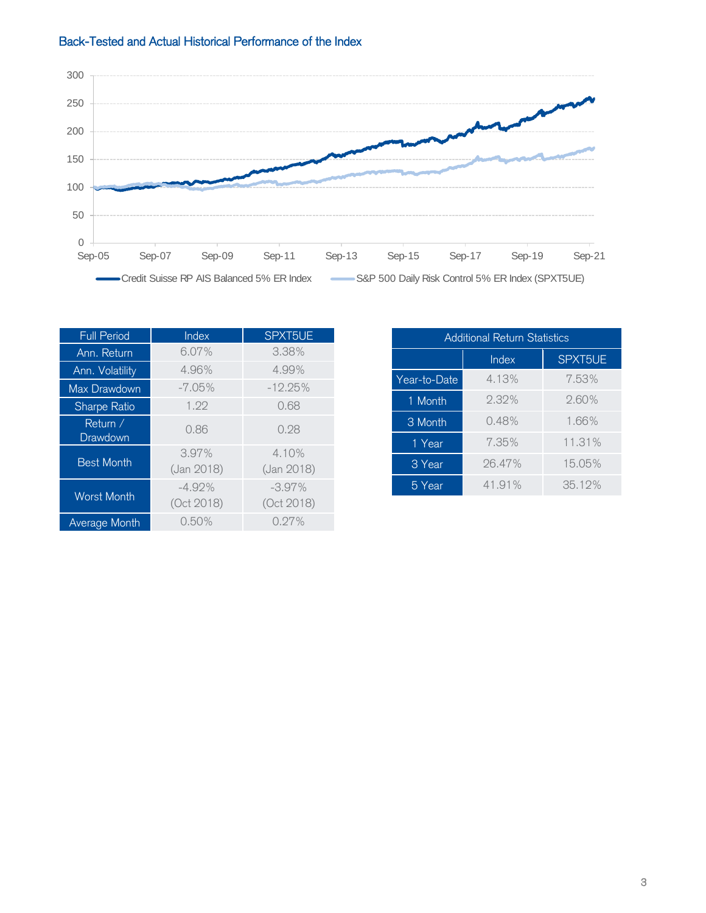## Back-Tested and Actual Historical Performance of the Index

| Full Period | Index | SPXT5UE |
|---|---|---|
| Ann. Return | 6.07% | 3.38% |
| Ann. Volatility | 4.96% | 4.99% |
| Max Drawdown | -7.05% | -12.25% |
| Sharpe Ratio | 1.22 | 0.68 |
| Return / Drawdown | 0.86 | 0.28 |
| Best Month | 3.97% (Jan 2018) | 4.10% (Jan 2018) |
| Worst Month | -4.92% (Oct 2018) | -3.97% (Oct 2018) |
| Average Month | 0.50% | 0.27% |

| Additional Return Statistics | | |
|---|---|---|
| | Index | SPXT5UE |
| Year-to-Date | 4.13% | 7.53% |
| 1 Month | 2.32% | 2.60% |
| 3 Month | 0.48% | 1.66% |
| 1 Year | 7.35% | 11.31% |
| 3 Year | 26.47% | 15.05% |
| 5 Year | 41.91% | 35.12% |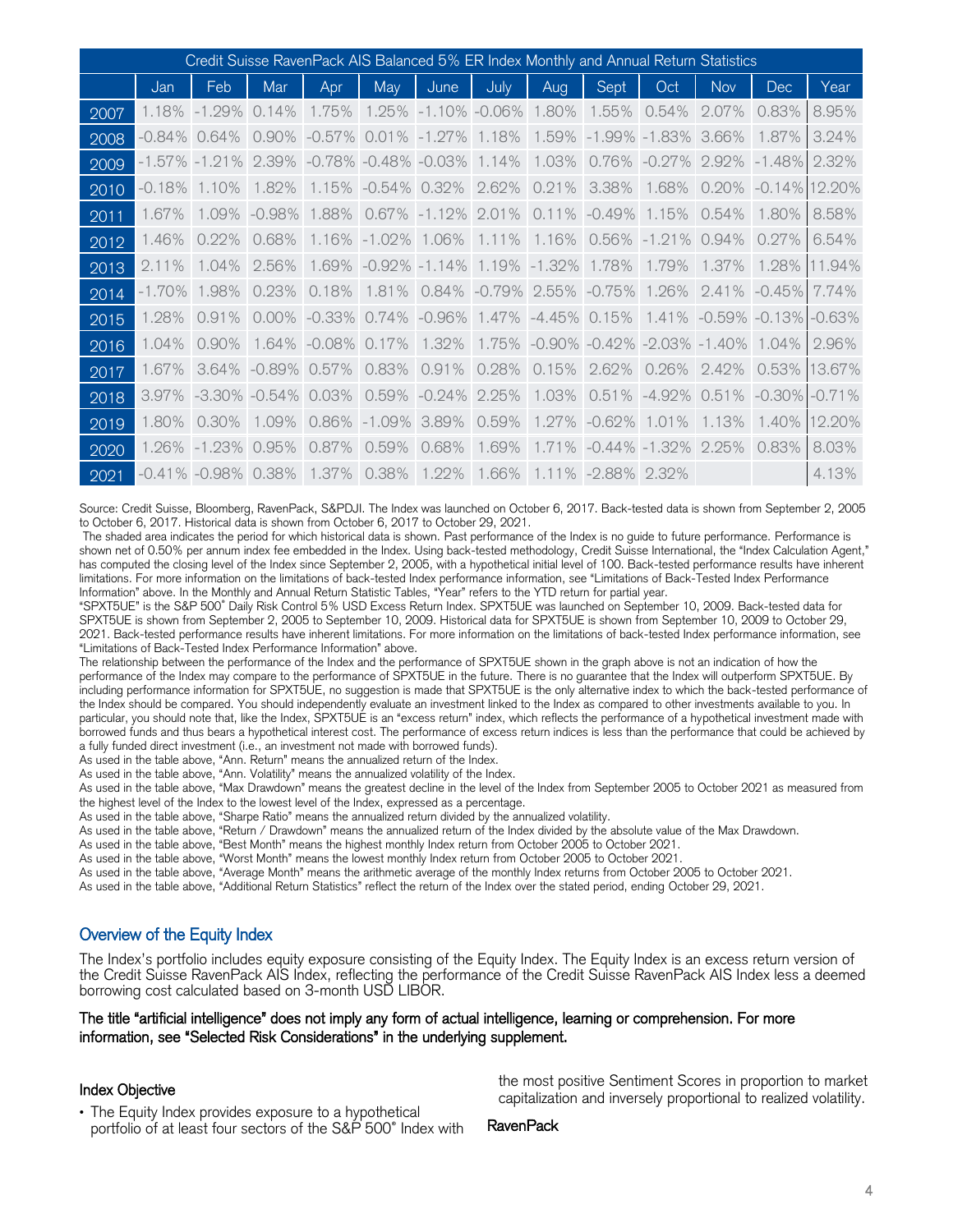| Credit Suisse RavenPack AIS Balanced 5% ER Index Monthly and Annual Return Statistics | | | | | | | | | | | | | |
|---|---|---|---|---|---|---|---|---|---|---|---|---|---|
| | Jan | Feb | Mar | Apr | May | June | July | Aug | Sept | Oct | Nov | Dec | Year |
| 2007 | 1.18% | -1.29% | 0.14% | 1.75% | 1.25% | -1.10% | -0.06% | 1.80% | 1.55% | 0.54% | 2.07% | 0.83% | 8.95% |
| 2008 | -0.84% | 0.64% | 0.90% | -0.57% | 0.01% | -1.27% | 1.18% | 1.59% | -1.99% | -1.83% | 3.66% | 1.87% | 3.24% |
| 2009 | -1.57% | -1.21% | 2.39% | -0.78% | -0.48% | -0.03% | 1.14% | 1.03% | 0.76% | -0.27% | 2.92% | -1.48% | 2.32% |
| 2010 | -0.18% | 1.10% | 1.82% | 1.15% | -0.54% | 0.32% | 2.62% | 0.21% | 3.38% | 1.68% | 0.20% | -0.14% | 12.20% |
| 2011 | 1.67% | 1.09% | -0.98% | 1.88% | 0.67% | -1.12% | 2.01% | 0.11% | -0.49% | 1.15% | 0.54% | 1.80% | 8.58% |
| 2012 | 1.46% | 0.22% | 0.68% | 1.16% | -1.02% | 1.06% | 1.11% | 1.16% | 0.56% | -1.21% | 0.94% | 0.27% | 6.54% |
| 2013 | 2.11% | 1.04% | 2.56% | 1.69% | -0.92% | -1.14% | 1.19% | -1.32% | 1.78% | 1.79% | 1.37% | 1.28% | 11.94% |
| 2014 | -1.70% | 1.98% | 0.23% | 0.18% | 1.81% | 0.84% | -0.79% | 2.55% | -0.75% | 1.26% | 2.41% | -0.45% | 7.74% |
| 2015 | 1.28% | 0.91% | 0.00% | -0.33% | 0.74% | -0.96% | 1.47% | -4.45% | 0.15% | 1.41% | -0.59% | -0.13% | -0.63% |
| 2016 | 1.04% | 0.90% | 1.64% | -0.08% | 0.17% | 1.32% | 1.75% | -0.90% | -0.42% | -2.03% | -1.40% | 1.04% | 2.96% |
| 2017 | 1.67% | 3.64% | -0.89% | 0.57% | 0.83% | 0.91% | 0.28% | 0.15% | 2.62% | 0.26% | 2.42% | 0.53% | 13.67% |
| 2018 | 3.97% | -3.30% | -0.54% | 0.03% | 0.59% | -0.24% | 2.25% | 1.03% | 0.51% | -4.92% | 0.51% | -0.30% | -0.71% |
| 2019 | 1.80% | 0.30% | 1.09% | 0.86% | -1.09% | 3.89% | 0.59% | 1.27% | -0.62% | 1.01% | 1.13% | 1.40% | 12.20% |
| 2020 | 1.26% | -1.23% | 0.95% | 0.87% | 0.59% | 0.68% | 1.69% | 1.71% | -0.44% | -1.32% | 2.25% | 0.83% | 8.03% |
| 2021 | -0.41% | -0.98% | 0.38% | 1.37% | 0.38% | 1.22% | 1.66% | 1.11% | -2.88% | 2.32% | | | 4.13% |

Source: Credit Suisse, Bloomberg, RavenPack, S&PDJI. The Index was launched on October 6, 2017. Back-tested data is shown from September 2, 2005 to October 6, 2017. Historical data is shown from October 6, 2017 to October 29, 2021.

The shaded area indicates the period for which historical data is shown. Past performance of the Index is no guide to future performance. Performance is shown net of 0.50% per annum index fee embedded in the Index. Using back-tested methodology, Credit Suisse International, the "Index Calculation Agent," has computed the closing level of the Index since September 2, 2005, with a hypothetical initial level of 100. Back-tested performance results have inherent limitations. For more information on the limitations of back-tested Index performance information, see "Limitations of Back-Tested Index Performance Information" above. In the Monthly and Annual Return Statistic Tables, "Year" refers to the YTD return for partial year.

"SPXT5UE" is the S&P 500® Daily Risk Control 5% USD Excess Return Index. SPXT5UE was launched on September 10, 2009. Back-tested data for SPXT5UE is shown from September 2, 2005 to September 10, 2009. Historical data for SPXT5UE is shown from September 10, 2009 to October 29, 2021. Back-tested performance results have inherent limitations. For more information on the limitations of back-tested Index performance information, see "Limitations of Back-Tested Index Performance Information" above.

The relationship between the performance of the Index and the performance of SPXT5UE shown in the graph above is not an indication of how the performance of the Index may compare to the performance of SPXT5UE in the future. There is no guarantee that the Index will outperform SPXT5UE. By including performance information for SPXT5UE, no suggestion is made that SPXT5UE is the only alternative index to which the back-tested performance of the Index should be compared. You should independently evaluate an investment linked to the Index as compared to other investments available to you. In particular, you should note that, like the Index, SPXT5UE is an "excess return" index, which reflects the performance of a hypothetical investment made with borrowed funds and thus bears a hypothetical interest cost. The performance of excess return indices is less than the performance that could be achieved by a fully funded direct investment (i.e., an investment not made with borrowed funds).

As used in the table above, "Ann. Return" means the annualized return of the Index.

As used in the table above, "Ann. Volatility" means the annualized volatility of the Index.

As used in the table above, "Max Drawdown" means the greatest decline in the level of the Index from September 2005 to October 2021 as measured from the highest level of the Index to the lowest level of the Index, expressed as a percentage.

As used in the table above, "Sharpe Ratio" means the annualized return divided by the annualized volatility.

As used in the table above, "Return / Drawdown" means the annualized return of the Index divided by the absolute value of the Max Drawdown.

As used in the table above, "Best Month" means the highest monthly Index return from October 2005 to October 2021.

As used in the table above, "Worst Month" means the lowest monthly Index return from October 2005 to October 2021.

As used in the table above, "Average Month" means the arithmetic average of the monthly Index returns from October 2005 to October 2021.

As used in the table above, "Additional Return Statistics" reflect the return of the Index over the stated period, ending October 29, 2021.

## Overview of the Equity Index

The Index's portfolio includes equity exposure consisting of the Equity Index. The Equity Index is an excess return version of the Credit Suisse RavenPack AIS Index, reflecting the performance of the Credit Suisse RavenPack AIS Index less a deemed borrowing cost calculated based on 3-month USD LIBOR.

**The title "artificial intelligence" does not imply any form of actual intelligence, learning or comprehension. For more information, see "Selected Risk Considerations" in the underlying supplement.**

### Index Objective

- The Equity Index provides exposure to a hypothetical portfolio of at least four sectors of the S&P 500® Index with the most positive Sentiment Scores in proportion to market capitalization and inversely proportional to realized volatility.

### RavenPack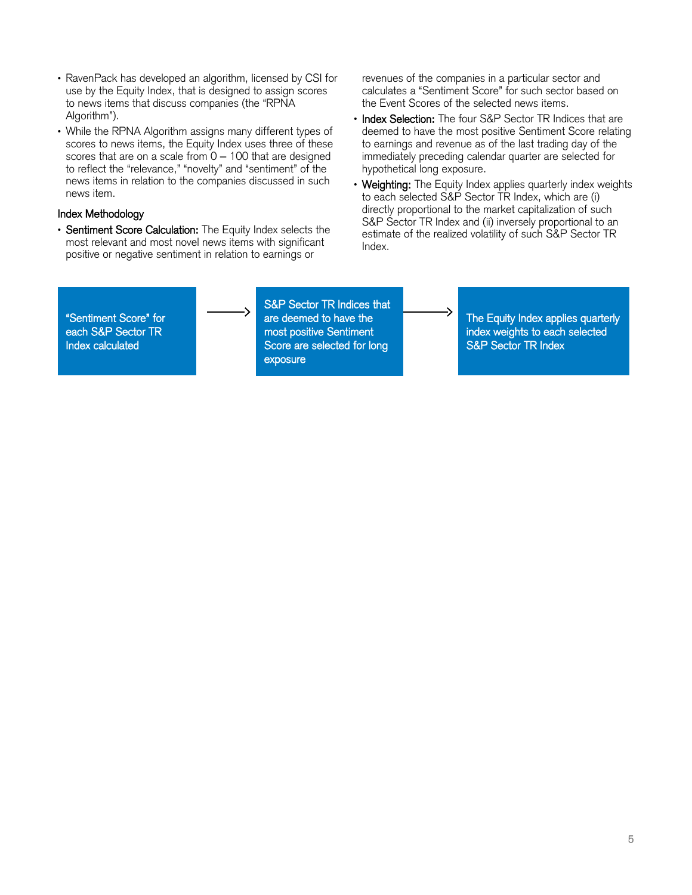- RavenPack has developed an algorithm, licensed by CSI for use by the Equity Index, that is designed to assign scores to news items that discuss companies (the "RPNA Algorithm").
- While the RPNA Algorithm assigns many different types of scores to news items, the Equity Index uses three of these scores that are on a scale from 0 – 100 that are designed to reflect the "relevance," "novelty" and "sentiment" of the news items in relation to the companies discussed in such news item.

### Index Methodology

- **Sentiment Score Calculation:** The Equity Index selects the most relevant and most novel news items with significant positive or negative sentiment in relation to earnings or revenues of the companies in a particular sector and calculates a "Sentiment Score" for such sector based on the Event Scores of the selected news items.
- **Index Selection:** The four S&P Sector TR Indices that are deemed to have the most positive Sentiment Score relating to earnings and revenue as of the last trading day of the immediately preceding calendar quarter are selected for hypothetical long exposure.
- **Weighting:** The Equity Index applies quarterly index weights to each selected S&P Sector TR Index, which are (i) directly proportional to the market capitalization of such S&P Sector TR Index and (ii) inversely proportional to an estimate of the realized volatility of such S&P Sector TR Index.

"Sentiment Score" for each S&P Sector TR Index calculated → S&P Sector TR Indices that are deemed to have the most positive Sentiment Score are selected for long exposure → The Equity Index applies quarterly index weights to each selected S&P Sector TR Index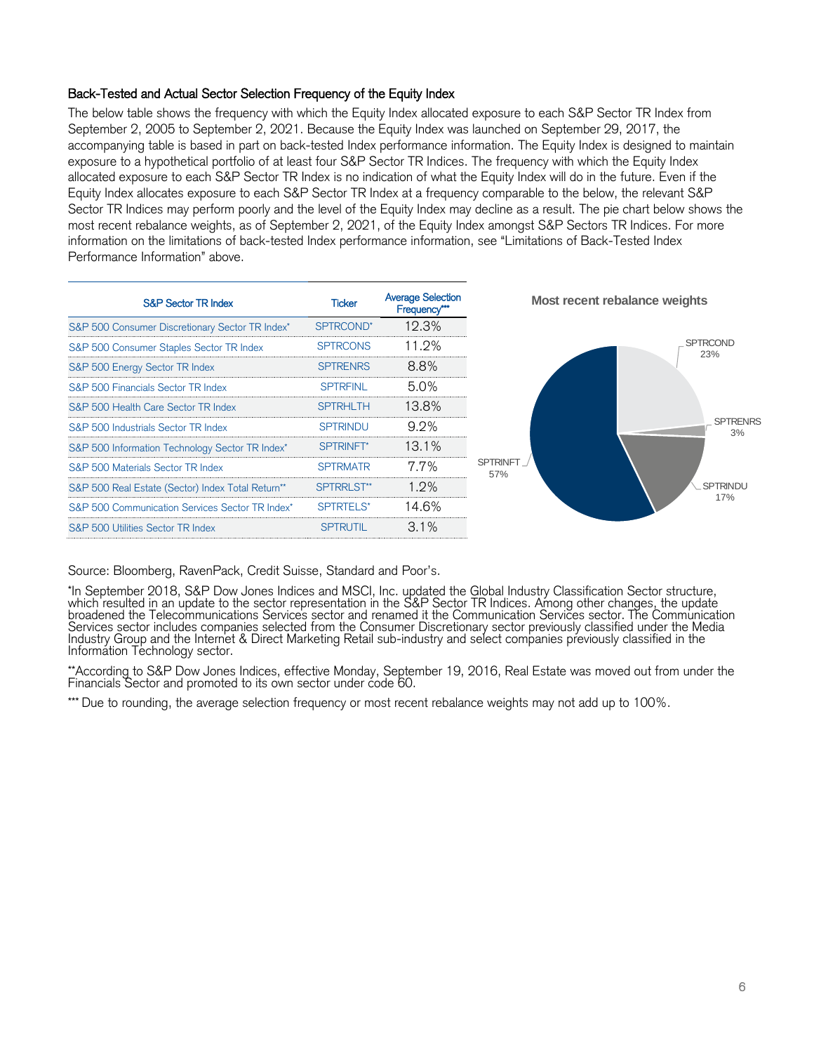### Back-Tested and Actual Sector Selection Frequency of the Equity Index

The below table shows the frequency with which the Equity Index allocated exposure to each S&P Sector TR Index from September 2, 2005 to September 2, 2021. Because the Equity Index was launched on September 29, 2017, the accompanying table is based in part on back-tested Index performance information. The Equity Index is designed to maintain exposure to a hypothetical portfolio of at least four S&P Sector TR Indices. The frequency with which the Equity Index allocated exposure to each S&P Sector TR Index is no indication of what the Equity Index will do in the future. Even if the Equity Index allocates exposure to each S&P Sector TR Index at a frequency comparable to the below, the relevant S&P Sector TR Indices may perform poorly and the level of the Equity Index may decline as a result. The pie chart below shows the most recent rebalance weights, as of September 2, 2021, of the Equity Index amongst S&P Sectors TR Indices. For more information on the limitations of back-tested Index performance information, see "Limitations of Back-Tested Index Performance Information" above.

| S&P Sector TR Index | Ticker | Average Selection Frequency*** |
|---|---|---|
| S&P 500 Consumer Discretionary Sector TR Index* | SPTRCOND* | 12.3% |
| S&P 500 Consumer Staples Sector TR Index | SPTRCONS | 11.2% |
| S&P 500 Energy Sector TR Index | SPTRENRS | 8.8% |
| S&P 500 Financials Sector TR Index | SPTRFINL | 5.0% |
| S&P 500 Health Care Sector TR Index | SPTRHLTH | 13.8% |
| S&P 500 Industrials Sector TR Index | SPTRINDU | 9.2% |
| S&P 500 Information Technology Sector TR Index* | SPTRINFT* | 13.1% |
| S&P 500 Materials Sector TR Index | SPTRMATR | 7.7% |
| S&P 500 Real Estate (Sector) Index Total Return** | SPTRRLST** | 1.2% |
| S&P 500 Communication Services Sector TR Index* | SPTRTELS* | 14.6% |
| S&P 500 Utilities Sector TR Index | SPTRUTIL | 3.1% |

**Most recent rebalance weights**

| Ticker | Weight |
|---|---|
| SPTRCOND | 23% |
| SPTRENRS | 3% |
| SPTRINDU | 17% |
| SPTRINFT | 57% |

Source: Bloomberg, RavenPack, Credit Suisse, Standard and Poor's.

*In September 2018, S&P Dow Jones Indices and MSCI, Inc. updated the Global Industry Classification Sector structure, which resulted in an update to the sector representation in the S&P Sector TR Indices. Among other changes, the update broadened the Telecommunications Services sector and renamed it the Communication Services sector. The Communication Services sector includes companies selected from the Consumer Discretionary sector previously classified under the Media Industry Group and the Internet & Direct Marketing Retail sub-industry and select companies previously classified in the Information Technology sector.

**According to S&P Dow Jones Indices, effective Monday, September 19, 2016, Real Estate was moved out from under the Financials Sector and promoted to its own sector under code 60.

*** Due to rounding, the average selection frequency or most recent rebalance weights may not add up to 100%.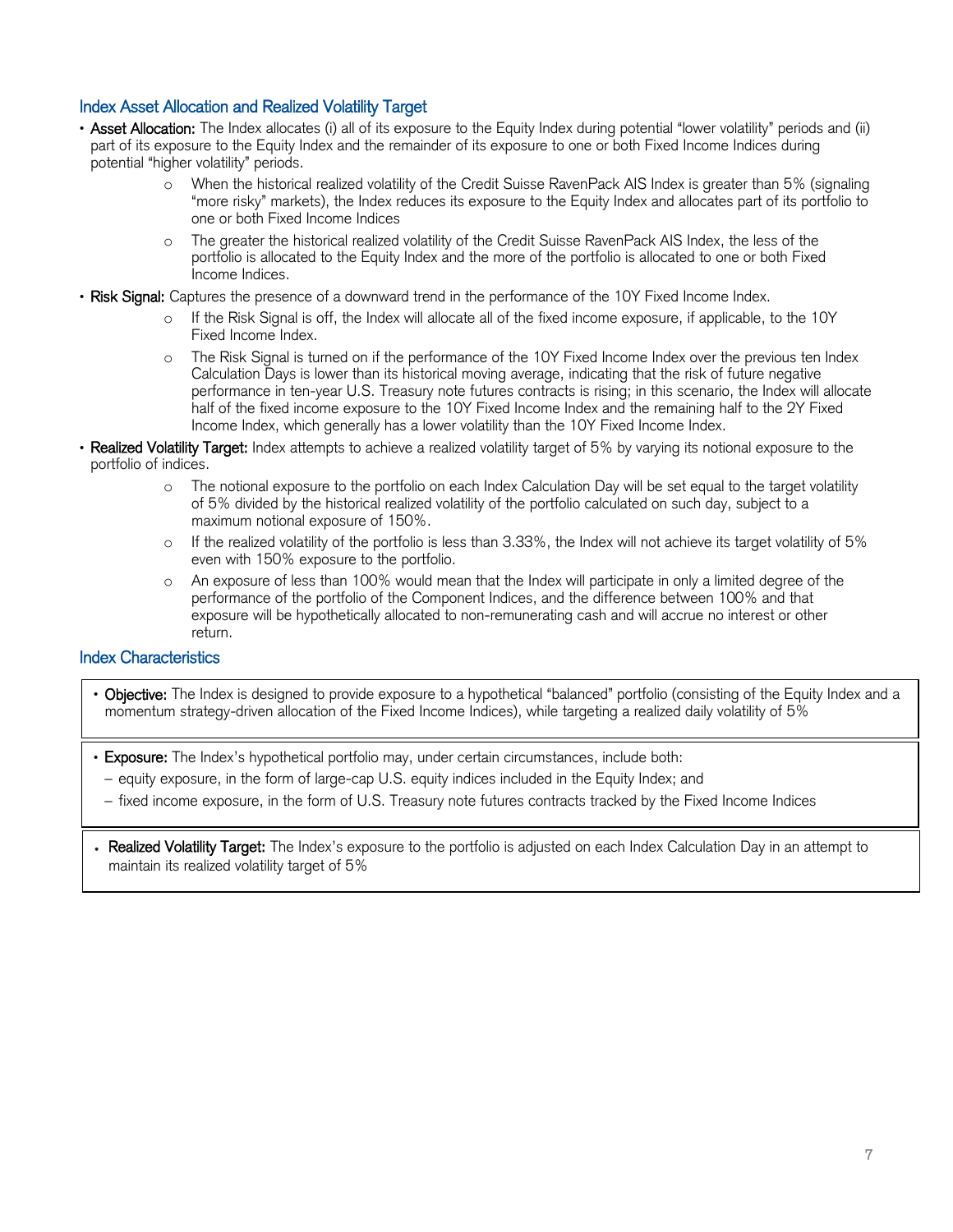## Index Asset Allocation and Realized Volatility Target

- **Asset Allocation:** The Index allocates (i) all of its exposure to the Equity Index during potential "lower volatility" periods and (ii) part of its exposure to the Equity Index and the remainder of its exposure to one or both Fixed Income Indices during potential "higher volatility" periods.
  - When the historical realized volatility of the Credit Suisse RavenPack AIS Index is greater than 5% (signaling "more risky" markets), the Index reduces its exposure to the Equity Index and allocates part of its portfolio to one or both Fixed Income Indices
  - The greater the historical realized volatility of the Credit Suisse RavenPack AIS Index, the less of the portfolio is allocated to the Equity Index and the more of the portfolio is allocated to one or both Fixed Income Indices.
- **Risk Signal:** Captures the presence of a downward trend in the performance of the 10Y Fixed Income Index.
  - If the Risk Signal is off, the Index will allocate all of the fixed income exposure, if applicable, to the 10Y Fixed Income Index.
  - The Risk Signal is turned on if the performance of the 10Y Fixed Income Index over the previous ten Index Calculation Days is lower than its historical moving average, indicating that the risk of future negative performance in ten-year U.S. Treasury note futures contracts is rising; in this scenario, the Index will allocate half of the fixed income exposure to the 10Y Fixed Income Index and the remaining half to the 2Y Fixed Income Index, which generally has a lower volatility than the 10Y Fixed Income Index.
- **Realized Volatility Target:** Index attempts to achieve a realized volatility target of 5% by varying its notional exposure to the portfolio of indices.
  - The notional exposure to the portfolio on each Index Calculation Day will be set equal to the target volatility of 5% divided by the historical realized volatility of the portfolio calculated on such day, subject to a maximum notional exposure of 150%.
  - If the realized volatility of the portfolio is less than 3.33%, the Index will not achieve its target volatility of 5% even with 150% exposure to the portfolio.
  - An exposure of less than 100% would mean that the Index will participate in only a limited degree of the performance of the portfolio of the Component Indices, and the difference between 100% and that exposure will be hypothetically allocated to non-remunerating cash and will accrue no interest or other return.

## Index Characteristics

- **Objective:** The Index is designed to provide exposure to a hypothetical "balanced" portfolio (consisting of the Equity Index and a momentum strategy-driven allocation of the Fixed Income Indices), while targeting a realized daily volatility of 5%

- **Exposure:** The Index's hypothetical portfolio may, under certain circumstances, include both:
  - equity exposure, in the form of large-cap U.S. equity indices included in the Equity Index; and
  - fixed income exposure, in the form of U.S. Treasury note futures contracts tracked by the Fixed Income Indices

- **Realized Volatility Target:** The Index's exposure to the portfolio is adjusted on each Index Calculation Day in an attempt to maintain its realized volatility target of 5%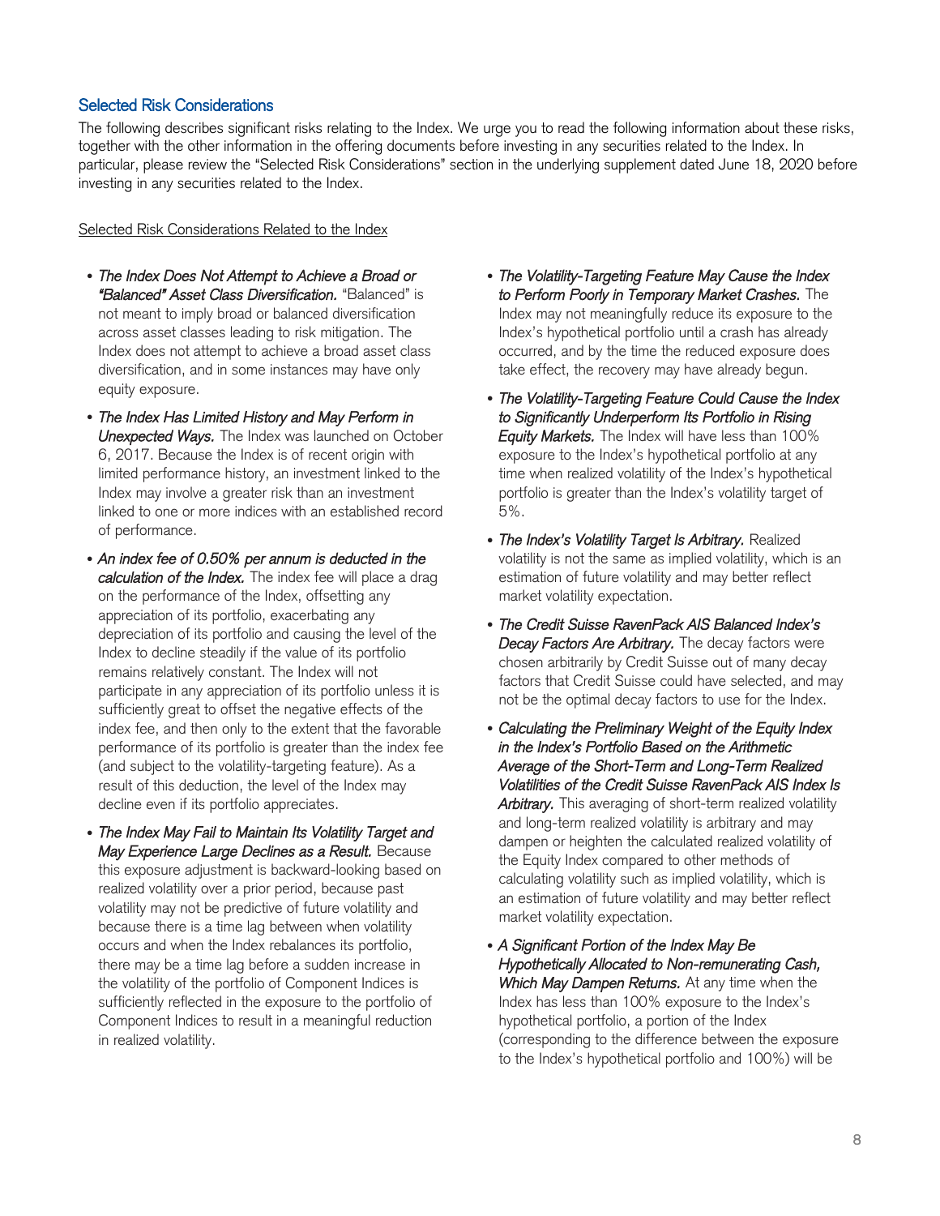## Selected Risk Considerations

The following describes significant risks relating to the Index. We urge you to read the following information about these risks, together with the other information in the offering documents before investing in any securities related to the Index. In particular, please review the "Selected Risk Considerations" section in the underlying supplement dated June 18, 2020 before investing in any securities related to the Index.

Selected Risk Considerations Related to the Index

- ***The Index Does Not Attempt to Achieve a Broad or "Balanced" Asset Class Diversification.*** "Balanced" is not meant to imply broad or balanced diversification across asset classes leading to risk mitigation. The Index does not attempt to achieve a broad asset class diversification, and in some instances may have only equity exposure.
- ***The Index Has Limited History and May Perform in Unexpected Ways.*** The Index was launched on October 6, 2017. Because the Index is of recent origin with limited performance history, an investment linked to the Index may involve a greater risk than an investment linked to one or more indices with an established record of performance.
- ***An index fee of 0.50% per annum is deducted in the calculation of the Index.*** The index fee will place a drag on the performance of the Index, offsetting any appreciation of its portfolio, exacerbating any depreciation of its portfolio and causing the level of the Index to decline steadily if the value of its portfolio remains relatively constant. The Index will not participate in any appreciation of its portfolio unless it is sufficiently great to offset the negative effects of the index fee, and then only to the extent that the favorable performance of its portfolio is greater than the index fee (and subject to the volatility-targeting feature). As a result of this deduction, the level of the Index may decline even if its portfolio appreciates.
- ***The Index May Fail to Maintain Its Volatility Target and May Experience Large Declines as a Result.*** Because this exposure adjustment is backward-looking based on realized volatility over a prior period, because past volatility may not be predictive of future volatility and because there is a time lag between when volatility occurs and when the Index rebalances its portfolio, there may be a time lag before a sudden increase in the volatility of the portfolio of Component Indices is sufficiently reflected in the exposure to the portfolio of Component Indices to result in a meaningful reduction in realized volatility.
- ***The Volatility-Targeting Feature May Cause the Index to Perform Poorly in Temporary Market Crashes.*** The Index may not meaningfully reduce its exposure to the Index's hypothetical portfolio until a crash has already occurred, and by the time the reduced exposure does take effect, the recovery may have already begun.
- ***The Volatility-Targeting Feature Could Cause the Index to Significantly Underperform Its Portfolio in Rising Equity Markets.*** The Index will have less than 100% exposure to the Index's hypothetical portfolio at any time when realized volatility of the Index's hypothetical portfolio is greater than the Index's volatility target of 5%.
- ***The Index's Volatility Target Is Arbitrary.*** Realized volatility is not the same as implied volatility, which is an estimation of future volatility and may better reflect market volatility expectation.
- ***The Credit Suisse RavenPack AIS Balanced Index's Decay Factors Are Arbitrary.*** The decay factors were chosen arbitrarily by Credit Suisse out of many decay factors that Credit Suisse could have selected, and may not be the optimal decay factors to use for the Index.
- ***Calculating the Preliminary Weight of the Equity Index in the Index's Portfolio Based on the Arithmetic Average of the Short-Term and Long-Term Realized Volatilities of the Credit Suisse RavenPack AIS Index Is Arbitrary.*** This averaging of short-term realized volatility and long-term realized volatility is arbitrary and may dampen or heighten the calculated realized volatility of the Equity Index compared to other methods of calculating volatility such as implied volatility, which is an estimation of future volatility and may better reflect market volatility expectation.
- ***A Significant Portion of the Index May Be Hypothetically Allocated to Non-remunerating Cash, Which May Dampen Returns.*** At any time when the Index has less than 100% exposure to the Index's hypothetical portfolio, a portion of the Index (corresponding to the difference between the exposure to the Index's hypothetical portfolio and 100%) will be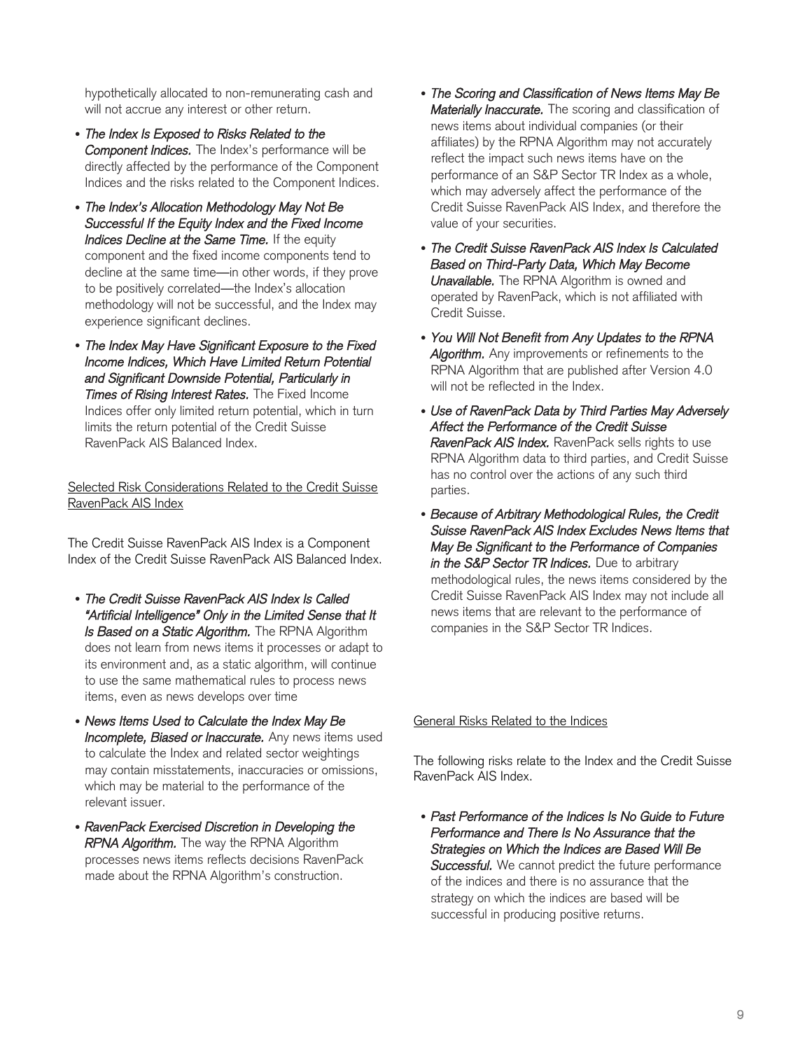hypothetically allocated to non-remunerating cash and will not accrue any interest or other return.

- *The Index Is Exposed to Risks Related to the Component Indices.* The Index's performance will be directly affected by the performance of the Component Indices and the risks related to the Component Indices.
- *The Index's Allocation Methodology May Not Be Successful If the Equity Index and the Fixed Income Indices Decline at the Same Time.* If the equity component and the fixed income components tend to decline at the same time—in other words, if they prove to be positively correlated—the Index's allocation methodology will not be successful, and the Index may experience significant declines.
- *The Index May Have Significant Exposure to the Fixed Income Indices, Which Have Limited Return Potential and Significant Downside Potential, Particularly in Times of Rising Interest Rates.* The Fixed Income Indices offer only limited return potential, which in turn limits the return potential of the Credit Suisse RavenPack AIS Balanced Index.

Selected Risk Considerations Related to the Credit Suisse RavenPack AIS Index

The Credit Suisse RavenPack AIS Index is a Component Index of the Credit Suisse RavenPack AIS Balanced Index.

- *The Credit Suisse RavenPack AIS Index Is Called "Artificial Intelligence" Only in the Limited Sense that It Is Based on a Static Algorithm.* The RPNA Algorithm does not learn from news items it processes or adapt to its environment and, as a static algorithm, will continue to use the same mathematical rules to process news items, even as news develops over time
- *News Items Used to Calculate the Index May Be Incomplete, Biased or Inaccurate.* Any news items used to calculate the Index and related sector weightings may contain misstatements, inaccuracies or omissions, which may be material to the performance of the relevant issuer.
- *RavenPack Exercised Discretion in Developing the RPNA Algorithm.* The way the RPNA Algorithm processes news items reflects decisions RavenPack made about the RPNA Algorithm's construction.
- *The Scoring and Classification of News Items May Be Materially Inaccurate.* The scoring and classification of news items about individual companies (or their affiliates) by the RPNA Algorithm may not accurately reflect the impact such news items have on the performance of an S&P Sector TR Index as a whole, which may adversely affect the performance of the Credit Suisse RavenPack AIS Index, and therefore the value of your securities.
- *The Credit Suisse RavenPack AIS Index Is Calculated Based on Third-Party Data, Which May Become Unavailable.* The RPNA Algorithm is owned and operated by RavenPack, which is not affiliated with Credit Suisse.
- *You Will Not Benefit from Any Updates to the RPNA Algorithm.* Any improvements or refinements to the RPNA Algorithm that are published after Version 4.0 will not be reflected in the Index.
- *Use of RavenPack Data by Third Parties May Adversely Affect the Performance of the Credit Suisse RavenPack AIS Index.* RavenPack sells rights to use RPNA Algorithm data to third parties, and Credit Suisse has no control over the actions of any such third parties.
- *Because of Arbitrary Methodological Rules, the Credit Suisse RavenPack AIS Index Excludes News Items that May Be Significant to the Performance of Companies in the S&P Sector TR Indices.* Due to arbitrary methodological rules, the news items considered by the Credit Suisse RavenPack AIS Index may not include all news items that are relevant to the performance of companies in the S&P Sector TR Indices.

General Risks Related to the Indices

The following risks relate to the Index and the Credit Suisse RavenPack AIS Index.

- *Past Performance of the Indices Is No Guide to Future Performance and There Is No Assurance that the Strategies on Which the Indices are Based Will Be Successful.* We cannot predict the future performance of the indices and there is no assurance that the strategy on which the indices are based will be successful in producing positive returns.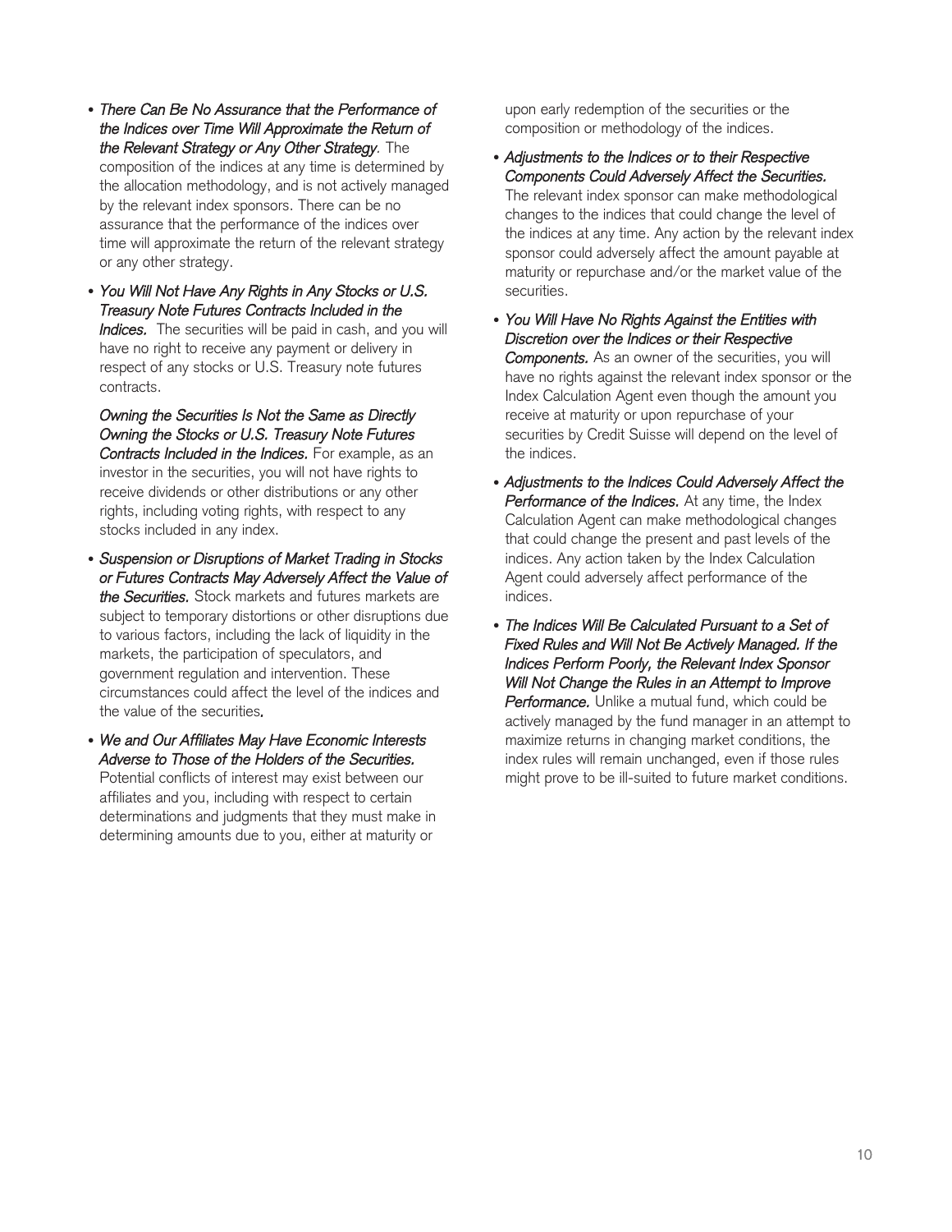- ***There Can Be No Assurance that the Performance of the Indices over Time Will Approximate the Return of the Relevant Strategy or Any Other Strategy***. The composition of the indices at any time is determined by the allocation methodology, and is not actively managed by the relevant index sponsors. There can be no assurance that the performance of the indices over time will approximate the return of the relevant strategy or any other strategy.

- ***You Will Not Have Any Rights in Any Stocks or U.S. Treasury Note Futures Contracts Included in the Indices.*** The securities will be paid in cash, and you will have no right to receive any payment or delivery in respect of any stocks or U.S. Treasury note futures contracts.

  ***Owning the Securities Is Not the Same as Directly Owning the Stocks or U.S. Treasury Note Futures Contracts Included in the Indices.*** For example, as an investor in the securities, you will not have rights to receive dividends or other distributions or any other rights, including voting rights, with respect to any stocks included in any index.

- ***Suspension or Disruptions of Market Trading in Stocks or Futures Contracts May Adversely Affect the Value of the Securities.*** Stock markets and futures markets are subject to temporary distortions or other disruptions due to various factors, including the lack of liquidity in the markets, the participation of speculators, and government regulation and intervention. These circumstances could affect the level of the indices and the value of the securities.

- ***We and Our Affiliates May Have Economic Interests Adverse to Those of the Holders of the Securities.*** Potential conflicts of interest may exist between our affiliates and you, including with respect to certain determinations and judgments that they must make in determining amounts due to you, either at maturity or upon early redemption of the securities or the composition or methodology of the indices.

- ***Adjustments to the Indices or to their Respective Components Could Adversely Affect the Securities.*** The relevant index sponsor can make methodological changes to the indices that could change the level of the indices at any time. Any action by the relevant index sponsor could adversely affect the amount payable at maturity or repurchase and/or the market value of the securities.

- ***You Will Have No Rights Against the Entities with Discretion over the Indices or their Respective Components.*** As an owner of the securities, you will have no rights against the relevant index sponsor or the Index Calculation Agent even though the amount you receive at maturity or upon repurchase of your securities by Credit Suisse will depend on the level of the indices.

- ***Adjustments to the Indices Could Adversely Affect the Performance of the Indices.*** At any time, the Index Calculation Agent can make methodological changes that could change the present and past levels of the indices. Any action taken by the Index Calculation Agent could adversely affect performance of the indices.

- ***The Indices Will Be Calculated Pursuant to a Set of Fixed Rules and Will Not Be Actively Managed. If the Indices Perform Poorly, the Relevant Index Sponsor Will Not Change the Rules in an Attempt to Improve Performance.*** Unlike a mutual fund, which could be actively managed by the fund manager in an attempt to maximize returns in changing market conditions, the index rules will remain unchanged, even if those rules might prove to be ill-suited to future market conditions.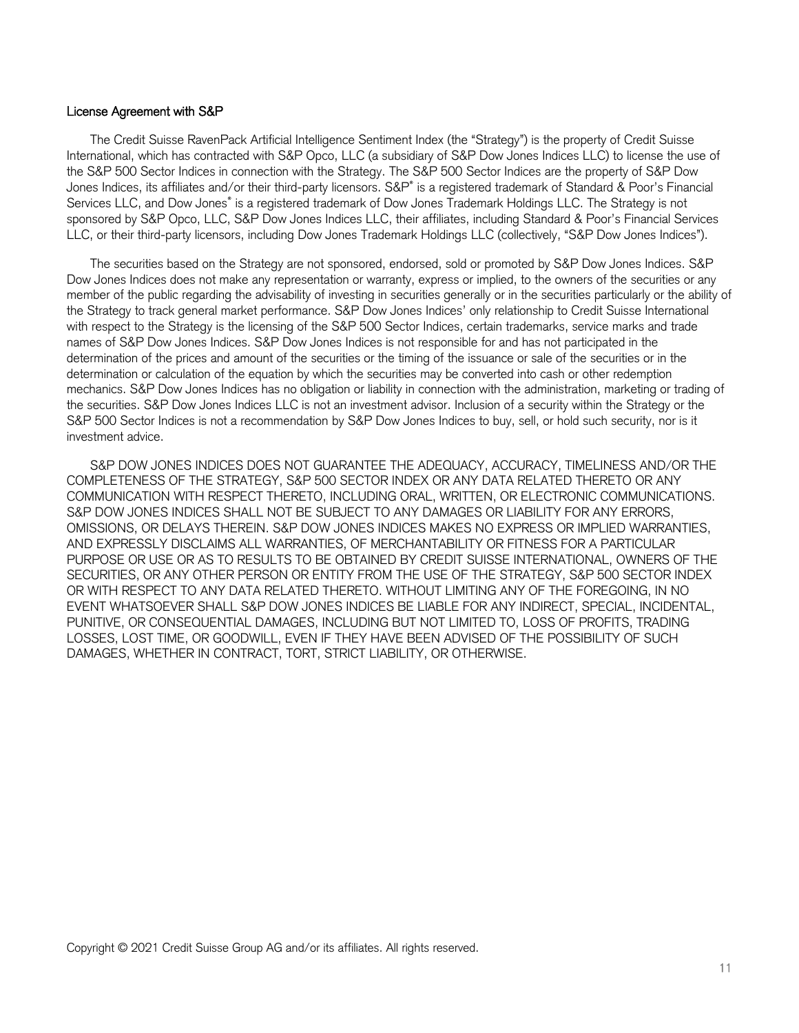## License Agreement with S&P

The Credit Suisse RavenPack Artificial Intelligence Sentiment Index (the "Strategy") is the property of Credit Suisse International, which has contracted with S&P Opco, LLC (a subsidiary of S&P Dow Jones Indices LLC) to license the use of the S&P 500 Sector Indices in connection with the Strategy. The S&P 500 Sector Indices are the property of S&P Dow Jones Indices, its affiliates and/or their third-party licensors. S&P® is a registered trademark of Standard & Poor's Financial Services LLC, and Dow Jones® is a registered trademark of Dow Jones Trademark Holdings LLC. The Strategy is not sponsored by S&P Opco, LLC, S&P Dow Jones Indices LLC, their affiliates, including Standard & Poor's Financial Services LLC, or their third-party licensors, including Dow Jones Trademark Holdings LLC (collectively, "S&P Dow Jones Indices").

The securities based on the Strategy are not sponsored, endorsed, sold or promoted by S&P Dow Jones Indices. S&P Dow Jones Indices does not make any representation or warranty, express or implied, to the owners of the securities or any member of the public regarding the advisability of investing in securities generally or in the securities particularly or the ability of the Strategy to track general market performance. S&P Dow Jones Indices' only relationship to Credit Suisse International with respect to the Strategy is the licensing of the S&P 500 Sector Indices, certain trademarks, service marks and trade names of S&P Dow Jones Indices. S&P Dow Jones Indices is not responsible for and has not participated in the determination of the prices and amount of the securities or the timing of the issuance or sale of the securities or in the determination or calculation of the equation by which the securities may be converted into cash or other redemption mechanics. S&P Dow Jones Indices has no obligation or liability in connection with the administration, marketing or trading of the securities. S&P Dow Jones Indices LLC is not an investment advisor. Inclusion of a security within the Strategy or the S&P 500 Sector Indices is not a recommendation by S&P Dow Jones Indices to buy, sell, or hold such security, nor is it investment advice.

S&P DOW JONES INDICES DOES NOT GUARANTEE THE ADEQUACY, ACCURACY, TIMELINESS AND/OR THE COMPLETENESS OF THE STRATEGY, S&P 500 SECTOR INDEX OR ANY DATA RELATED THERETO OR ANY COMMUNICATION WITH RESPECT THERETO, INCLUDING ORAL, WRITTEN, OR ELECTRONIC COMMUNICATIONS. S&P DOW JONES INDICES SHALL NOT BE SUBJECT TO ANY DAMAGES OR LIABILITY FOR ANY ERRORS, OMISSIONS, OR DELAYS THEREIN. S&P DOW JONES INDICES MAKES NO EXPRESS OR IMPLIED WARRANTIES, AND EXPRESSLY DISCLAIMS ALL WARRANTIES, OF MERCHANTABILITY OR FITNESS FOR A PARTICULAR PURPOSE OR USE OR AS TO RESULTS TO BE OBTAINED BY CREDIT SUISSE INTERNATIONAL, OWNERS OF THE SECURITIES, OR ANY OTHER PERSON OR ENTITY FROM THE USE OF THE STRATEGY, S&P 500 SECTOR INDEX OR WITH RESPECT TO ANY DATA RELATED THERETO. WITHOUT LIMITING ANY OF THE FOREGOING, IN NO EVENT WHATSOEVER SHALL S&P DOW JONES INDICES BE LIABLE FOR ANY INDIRECT, SPECIAL, INCIDENTAL, PUNITIVE, OR CONSEQUENTIAL DAMAGES, INCLUDING BUT NOT LIMITED TO, LOSS OF PROFITS, TRADING LOSSES, LOST TIME, OR GOODWILL, EVEN IF THEY HAVE BEEN ADVISED OF THE POSSIBILITY OF SUCH DAMAGES, WHETHER IN CONTRACT, TORT, STRICT LIABILITY, OR OTHERWISE.

Copyright © 2021 Credit Suisse Group AG and/or its affiliates. All rights reserved.